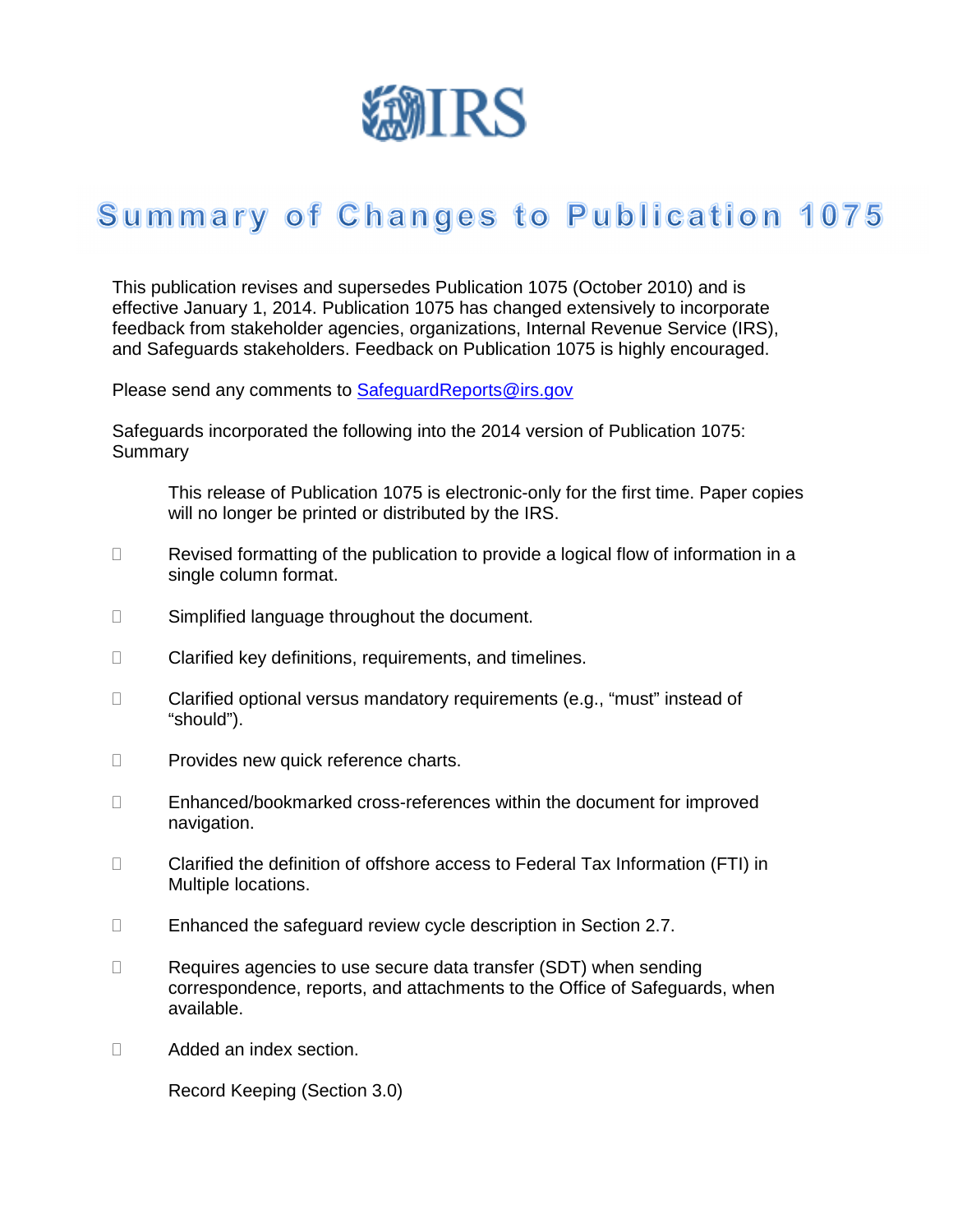# Summary of Changes to Publication 1075

This publication revises and supersedes Publication 1075 (October 2010) and is effective January 1, 2014. Publication 1075 has changed extensively to incorporate feedback from stakeholder agencies, organizations, Internal Revenue Service (IRS), and Safeguards stakeholders. Feedback on Publication 1075 is highly encouraged.

Please send any comments to SafeguardReports@irs.gov

Safeguards incorporated the following into the 2014 version of Publication 1075:
Summary

This release of Publication 1075 is electronic-only for the first time. Paper copies will no longer be printed or distributed by the IRS.

- Revised formatting of the publication to provide a logical flow of information in a single column format.
- Simplified language throughout the document.
- Clarified key definitions, requirements, and timelines.
- Clarified optional versus mandatory requirements (e.g., “must” instead of “should”).
- Provides new quick reference charts.
- Enhanced/bookmarked cross-references within the document for improved navigation.
- Clarified the definition of offshore access to Federal Tax Information (FTI) in Multiple locations.
- Enhanced the safeguard review cycle description in Section 2.7.
- Requires agencies to use secure data transfer (SDT) when sending correspondence, reports, and attachments to the Office of Safeguards, when available.
- Added an index section.

Record Keeping (Section 3.0)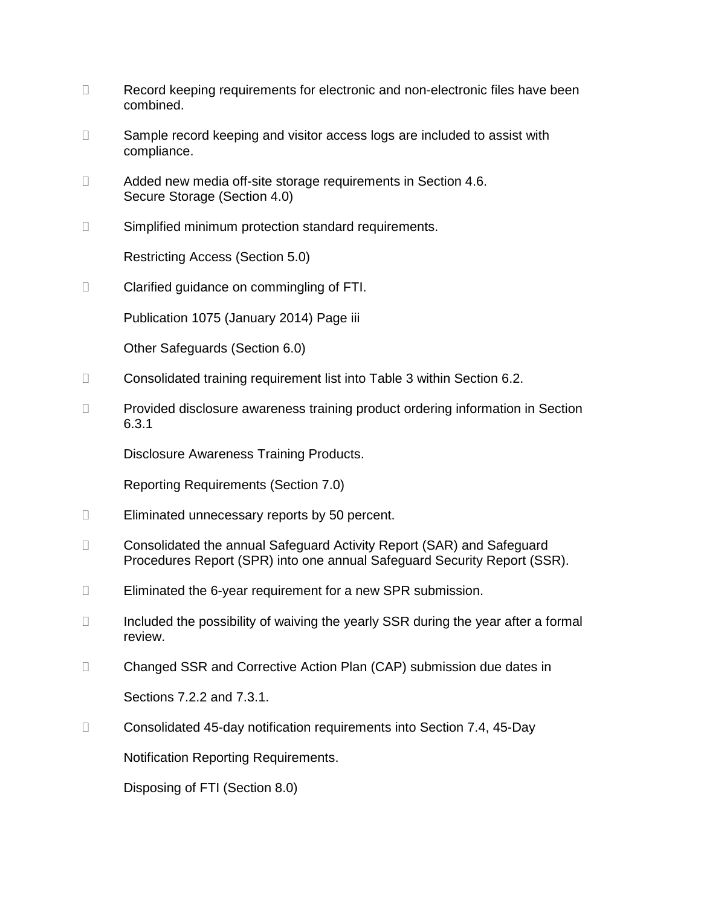- Record keeping requirements for electronic and non-electronic files have been combined.
- Sample record keeping and visitor access logs are included to assist with compliance.
- Added new media off-site storage requirements in Section 4.6.

Secure Storage (Section 4.0)

- Simplified minimum protection standard requirements.

Restricting Access (Section 5.0)

- Clarified guidance on commingling of FTI.

Other Safeguards (Section 6.0)

- Consolidated training requirement list into Table 3 within Section 6.2.
- Provided disclosure awareness training product ordering information in Section 6.3.1 Disclosure Awareness Training Products.

Reporting Requirements (Section 7.0)

- Eliminated unnecessary reports by 50 percent.
- Consolidated the annual Safeguard Activity Report (SAR) and Safeguard Procedures Report (SPR) into one annual Safeguard Security Report (SSR).
- Eliminated the 6-year requirement for a new SPR submission.
- Included the possibility of waiving the yearly SSR during the year after a formal review.
- Changed SSR and Corrective Action Plan (CAP) submission due dates in Sections 7.2.2 and 7.3.1.
- Consolidated 45-day notification requirements into Section 7.4, 45-Day Notification Reporting Requirements.

Disposing of FTI (Section 8.0)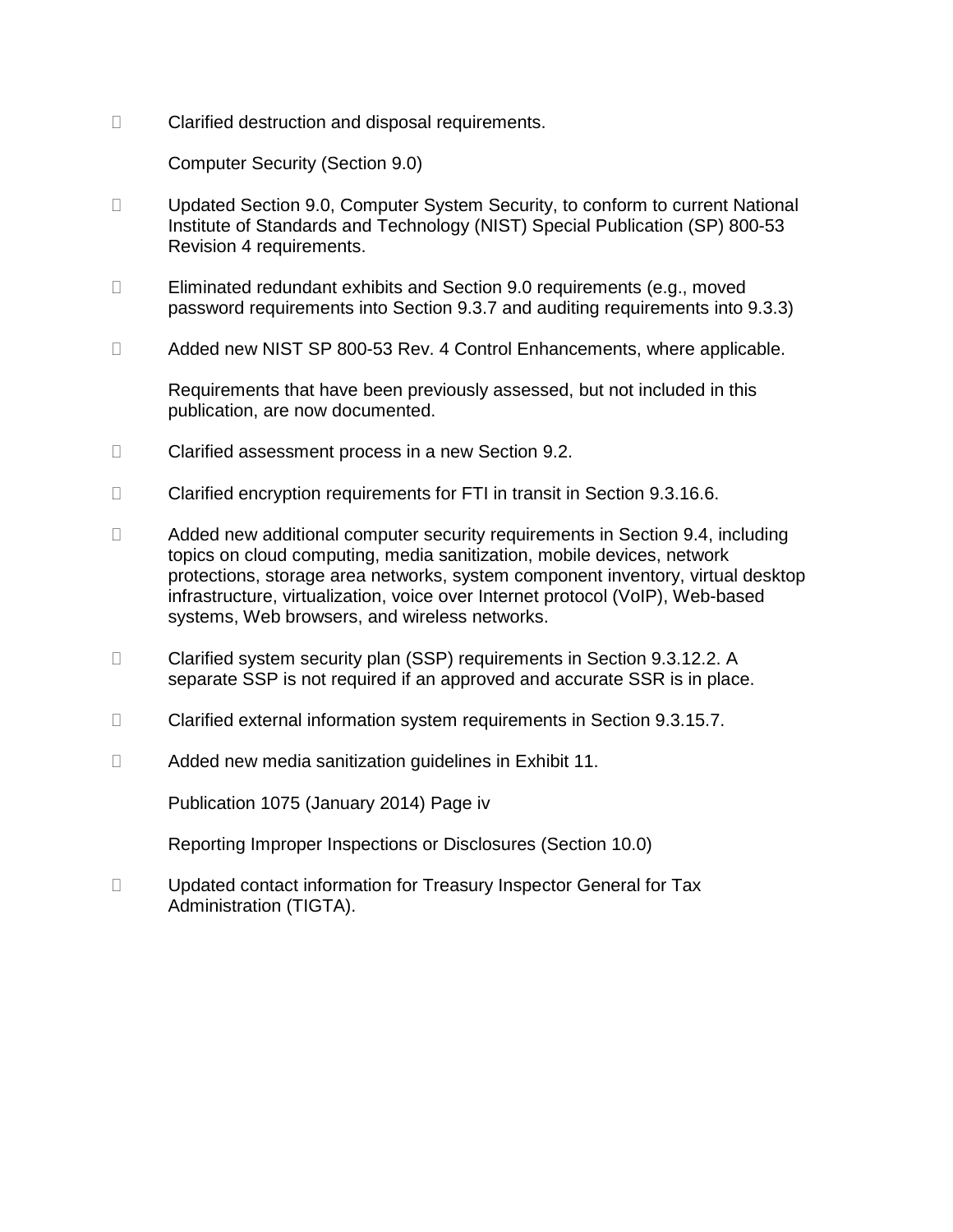- Clarified destruction and disposal requirements.

Computer Security (Section 9.0)

- Updated Section 9.0, Computer System Security, to conform to current National Institute of Standards and Technology (NIST) Special Publication (SP) 800-53 Revision 4 requirements.
- Eliminated redundant exhibits and Section 9.0 requirements (e.g., moved password requirements into Section 9.3.7 and auditing requirements into 9.3.3)
- Added new NIST SP 800-53 Rev. 4 Control Enhancements, where applicable.

  Requirements that have been previously assessed, but not included in this publication, are now documented.

- Clarified assessment process in a new Section 9.2.
- Clarified encryption requirements for FTI in transit in Section 9.3.16.6.
- Added new additional computer security requirements in Section 9.4, including topics on cloud computing, media sanitization, mobile devices, network protections, storage area networks, system component inventory, virtual desktop infrastructure, virtualization, voice over Internet protocol (VoIP), Web-based systems, Web browsers, and wireless networks.
- Clarified system security plan (SSP) requirements in Section 9.3.12.2. A separate SSP is not required if an approved and accurate SSR is in place.
- Clarified external information system requirements in Section 9.3.15.7.
- Added new media sanitization guidelines in Exhibit 11.

Reporting Improper Inspections or Disclosures (Section 10.0)

- Updated contact information for Treasury Inspector General for Tax Administration (TIGTA).